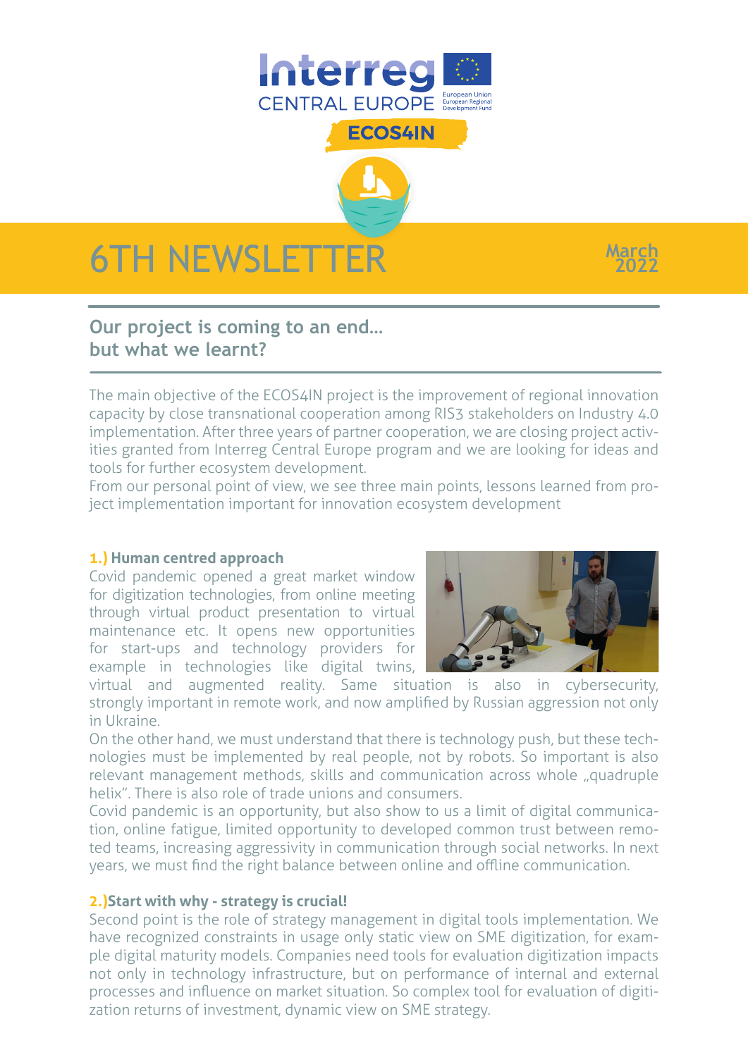Interreg CENTRAL EUROPE

European Union
European Regional Development Fund

ECOS4IN

# 6TH NEWSLETTER

March 2022

## Our project is coming to an end... but what we learnt?

The main objective of the ECOS4IN project is the improvement of regional innovation capacity by close transnational cooperation among RIS3 stakeholders on Industry 4.0 implementation. After three years of partner cooperation, we are closing project activities granted from Interreg Central Europe program and we are looking for ideas and tools for further ecosystem development.
From our personal point of view, we see three main points, lessons learned from project implementation important for innovation ecosystem development

### 1.) Human centred approach

Covid pandemic opened a great market window for digitization technologies, from online meeting through virtual product presentation to virtual maintenance etc. It opens new opportunities for start-ups and technology providers for example in technologies like digital twins, virtual and augmented reality. Same situation is also in cybersecurity, strongly important in remote work, and now amplified by Russian aggression not only in Ukraine.
On the other hand, we must understand that there is technology push, but these technologies must be implemented by real people, not by robots. So important is also relevant management methods, skills and communication across whole „quadruple helix". There is also role of trade unions and consumers.
Covid pandemic is an opportunity, but also show to us a limit of digital communication, online fatigue, limited opportunity to developed common trust between remoted teams, increasing aggressivity in communication through social networks. In next years, we must find the right balance between online and offline communication.

### 2.)Start with why - strategy is crucial!

Second point is the role of strategy management in digital tools implementation. We have recognized constraints in usage only static view on SME digitization, for example digital maturity models. Companies need tools for evaluation digitization impacts not only in technology infrastructure, but on performance of internal and external processes and influence on market situation. So complex tool for evaluation of digitization returns of investment, dynamic view on SME strategy.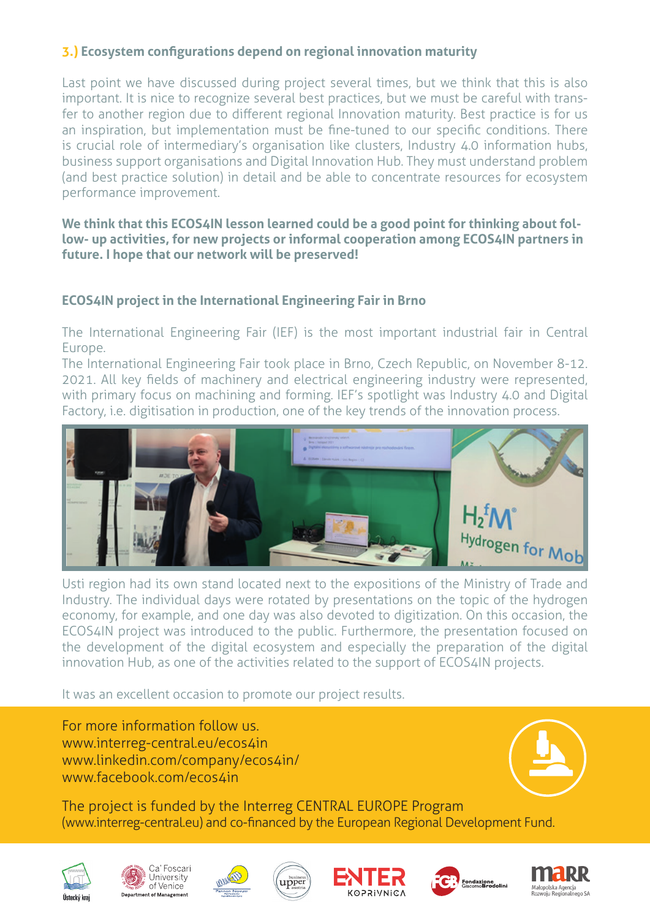### 3.) Ecosystem configurations depend on regional innovation maturity

Last point we have discussed during project several times, but we think that this is also important. It is nice to recognize several best practices, but we must be careful with transfer to another region due to different regional Innovation maturity. Best practice is for us an inspiration, but implementation must be fine-tuned to our specific conditions. There is crucial role of intermediary's organisation like clusters, Industry 4.0 information hubs, business support organisations and Digital Innovation Hub. They must understand problem (and best practice solution) in detail and be able to concentrate resources for ecosystem performance improvement.

**We think that this ECOS4IN lesson learned could be a good point for thinking about follow- up activities, for new projects or informal cooperation among ECOS4IN partners in future. I hope that our network will be preserved!**

### ECOS4IN project in the International Engineering Fair in Brno

The International Engineering Fair (IEF) is the most important industrial fair in Central Europe.
The International Engineering Fair took place in Brno, Czech Republic, on November 8-12. 2021. All key fields of machinery and electrical engineering industry were represented, with primary focus on machining and forming. IEF's spotlight was Industry 4.0 and Digital Factory, i.e. digitisation in production, one of the key trends of the innovation process.

Usti region had its own stand located next to the expositions of the Ministry of Trade and Industry. The individual days were rotated by presentations on the topic of the hydrogen economy, for example, and one day was also devoted to digitization. On this occasion, the ECOS4IN project was introduced to the public. Furthermore, the presentation focused on the development of the digital ecosystem and especially the preparation of the digital innovation Hub, as one of the activities related to the support of ECOS4IN projects.

It was an excellent occasion to promote our project results.

For more information follow us.
www.interreg-central.eu/ecos4in
www.linkedin.com/company/ecos4in/
www.facebook.com/ecos4in

The project is funded by the Interreg CENTRAL EUROPE Program
(www.interreg-central.eu) and co-financed by the European Regional Development Fund.

Ústecký kraj · Ca' Foscari University of Venice, Department of Management · Pannon Novum · business upper austria · ENTER KOPRIVNICA · FGB Fondazione Giacomo Brodolini · MARR Małopolska Agencja Rozwoju Regionalnego SA